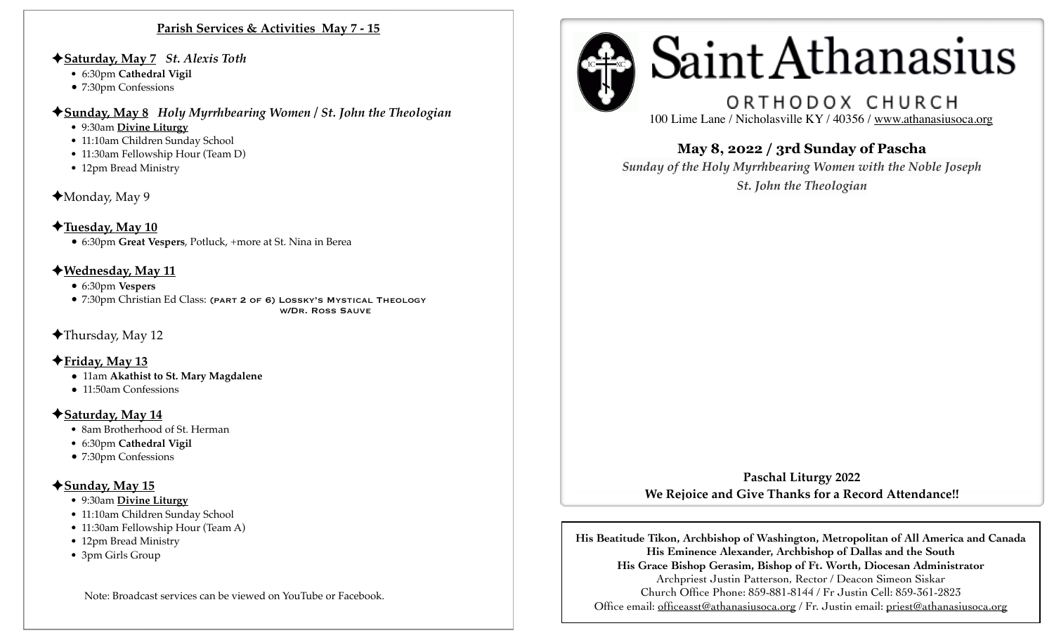## Parish Services & Activities May 7 - 15

✦**Saturday, May 7** *St. Alexis Toth*
- 6:30pm **Cathedral Vigil**
- 7:30pm Confessions

✦**Sunday, May 8** *Holy Myrrhbearing Women / St. John the Theologian*
- 9:30am **Divine Liturgy**
- 11:10am Children Sunday School
- 11:30am Fellowship Hour (Team D)
- 12pm Bread Ministry

✦Monday, May 9

✦**Tuesday, May 10**
- 6:30pm **Great Vespers**, Potluck, +more at St. Nina in Berea

✦**Wednesday, May 11**
- 6:30pm **Vespers**
- 7:30pm Christian Ed Class: (PART 2 OF 6) LOSSKY'S MYSTICAL THEOLOGY W/DR. ROSS SAUVE

✦Thursday, May 12

✦**Friday, May 13**
- 11am **Akathist to St. Mary Magdalene**
- 11:50am Confessions

✦**Saturday, May 14**
- 8am Brotherhood of St. Herman
- 6:30pm **Cathedral Vigil**
- 7:30pm Confessions

✦**Sunday, May 15**
- 9:30am **Divine Liturgy**
- 11:10am Children Sunday School
- 11:30am Fellowship Hour (Team A)
- 12pm Bread Ministry
- 3pm Girls Group

Note: Broadcast services can be viewed on YouTube or Facebook.

# Saint Athanasius

## ORTHODOX CHURCH

100 Lime Lane / Nicholasville KY / 40356 / www.athanasiusoca.org

### May 8, 2022 / 3rd Sunday of Pascha

*Sunday of the Holy Myrrhbearing Women with the Noble Joseph*
*St. John the Theologian*

**Paschal Liturgy 2022**
**We Rejoice and Give Thanks for a Record Attendance!!**

**His Beatitude Tikon, Archbishop of Washington, Metropolitan of All America and Canada**
**His Eminence Alexander, Archbishop of Dallas and the South**
**His Grace Bishop Gerasim, Bishop of Ft. Worth, Diocesan Administrator**
Archpriest Justin Patterson, Rector / Deacon Simeon Siskar
Church Office Phone: 859-881-8144 / Fr Justin Cell: 859-361-2823
Office email: officeasst@athanasiusoca.org / Fr. Justin email: priest@athanasiusoca.org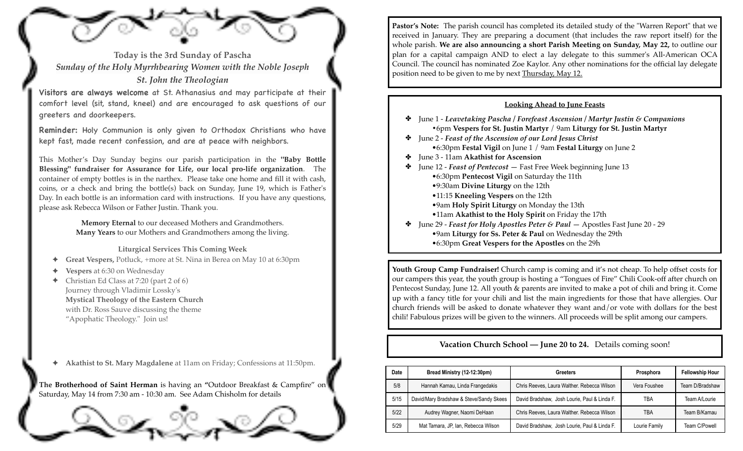**Today is the 3rd Sunday of Pascha**

***Sunday of the Holy Myrrhbearing Women with the Noble Joseph***

***St. John the Theologian***

**Visitors are always welcome** at St. Athanasius and may participate at their comfort level (sit, stand, kneel) and are encouraged to ask questions of our greeters and doorkeepers.

**Reminder:** Holy Communion is only given to Orthodox Christians who have kept fast, made recent confession, and are at peace with neighbors.

This Mother's Day Sunday begins our parish participation in the **"Baby Bottle Blessing" fundraiser for Assurance for Life, our local pro-life organization**. The container of empty bottles is in the narthex. Please take one home and fill it with cash, coins, or a check and bring the bottle(s) back on Sunday, June 19, which is Father's Day. In each bottle is an information card with instructions. If you have any questions, please ask Rebecca Wilson or Father Justin. Thank you.

**Memory Eternal** to our deceased Mothers and Grandmothers.
**Many Years** to our Mothers and Grandmothers among the living.

**Liturgical Services This Coming Week**

- **Great Vespers,** Potluck, +more at St. Nina in Berea on May 10 at 6:30pm
- **Vespers** at 6:30 on Wednesday
- Christian Ed Class at 7:20 (part 2 of 6) Journey through Vladimir Lossky's **Mystical Theology of the Eastern Church** with Dr. Ross Sauve discussing the theme "Apophatic Theology." Join us!
- **Akathist to St. Mary Magdalene** at 11am on Friday; Confessions at 11:50pm.

The **Brotherhood of Saint Herman** is having an **"**Outdoor Breakfast & Campfire" on Saturday, May 14 from 7:30 am - 10:30 am. See Adam Chisholm for details

**Pastor's Note:** The parish council has completed its detailed study of the "Warren Report" that we received in January. They are preparing a document (that includes the raw report itself) for the whole parish. **We are also announcing a short Parish Meeting on Sunday, May 22,** to outline our plan for a capital campaign AND to elect a lay delegate to this summer's All-American OCA Council. The council has nominated Zoe Kaylor. Any other nominations for the official lay delegate position need to be given to me by next Thursday, May 12.

**Looking Ahead to June Feasts**

- June 1 - ***Leavetaking Pascha / Forefeast Ascension / Martyr Justin & Companions***
  - 6pm **Vespers for St. Justin Martyr** / 9am **Liturgy for St. Justin Martyr**
- June 2 - ***Feast of the Ascension of our Lord Jesus Christ***
  - 6:30pm **Festal Vigil** on June 1 / 9am **Festal Liturgy** on June 2
- June 3 - 11am **Akathist for Ascension**
- June 12 - ***Feast of Pentecost*** — Fast Free Week beginning June 13
  - 6:30pm **Pentecost Vigil** on Saturday the 11th
  - 9:30am **Divine Liturgy** on the 12th
  - 11:15 **Kneeling Vespers** on the 12th
  - 9am **Holy Spirit Liturgy** on Monday the 13th
  - 11am **Akathist to the Holy Spirit** on Friday the 17th
- June 29 - ***Feast for Holy Apostles Peter & Paul*** — Apostles Fast June 20 - 29
  - 9am **Liturgy for Ss. Peter & Paul** on Wednesday the 29th
  - 6:30pm **Great Vespers for the Apostles** on the 29h

**Youth Group Camp Fundraiser!** Church camp is coming and it's not cheap. To help offset costs for our campers this year, the youth group is hosting a "Tongues of Fire" Chili Cook-off after church on Pentecost Sunday, June 12. All youth & parents are invited to make a pot of chili and bring it. Come up with a fancy title for your chili and list the main ingredients for those that have allergies. Our church friends will be asked to donate whatever they want and/or vote with dollars for the best chili! Fabulous prizes will be given to the winners. All proceeds will be split among our campers.

**Vacation Church School — June 20 to 24.** Details coming soon!

| Date | Bread Ministry (12-12:30pm) | Greeters | Prosphora | Fellowship Hour |
|---|---|---|---|---|
| 5/8 | Hannah Kamau, Linda Frangedakis | Chris Reeves, Laura Walther. Rebecca Wilson | Vera Foushee | Team D/Bradshaw |
| 5/15 | David/Mary Bradshaw & Steve/Sandy Skees | David Bradshaw, Josh Lourie, Paul & Linda F. | TBA | Team A/Lourie |
| 5/22 | Audrey Wagner, Naomi DeHaan | Chris Reeves, Laura Walther. Rebecca Wilson | TBA | Team B/Kamau |
| 5/29 | Mat Tamara, JP, Ian, Rebecca Wilson | David Bradshaw, Josh Lourie, Paul & Linda F. | Lourie Family | Team C/Powell |